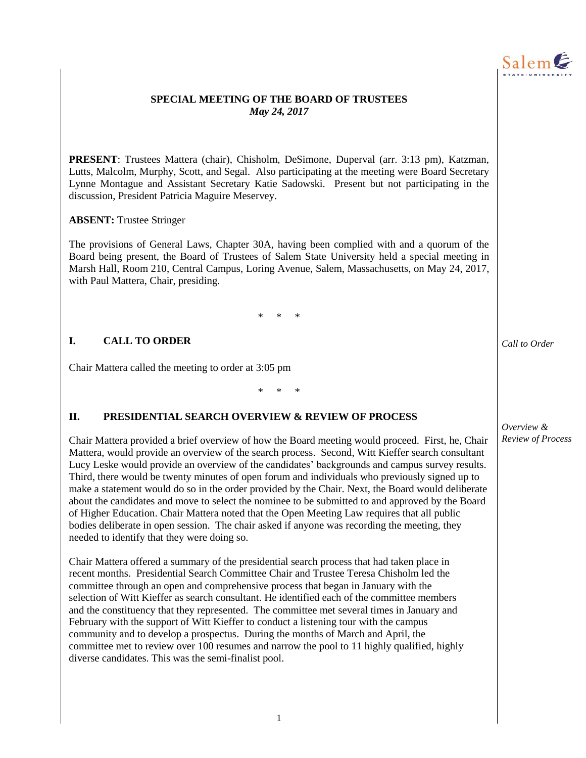# SPECIAL MEETING OF THE BOARD OF TRUSTEES

*May 24, 2017*

**PRESENT**: Trustees Mattera (chair), Chisholm, DeSimone, Duperval (arr. 3:13 pm), Katzman, Lutts, Malcolm, Murphy, Scott, and Segal. Also participating at the meeting were Board Secretary Lynne Montague and Assistant Secretary Katie Sadowski. Present but not participating in the discussion, President Patricia Maguire Meservey.

**ABSENT:** Trustee Stringer

The provisions of General Laws, Chapter 30A, having been complied with and a quorum of the Board being present, the Board of Trustees of Salem State University held a special meeting in Marsh Hall, Room 210, Central Campus, Loring Avenue, Salem, Massachusetts, on May 24, 2017, with Paul Mattera, Chair, presiding.

\* \* \*

## I. CALL TO ORDER

*Call to Order*

Chair Mattera called the meeting to order at 3:05 pm

\* \* \*

## II. PRESIDENTIAL SEARCH OVERVIEW & REVIEW OF PROCESS

*Overview & Review of Process*

Chair Mattera provided a brief overview of how the Board meeting would proceed. First, he, Chair Mattera, would provide an overview of the search process. Second, Witt Kieffer search consultant Lucy Leske would provide an overview of the candidates' backgrounds and campus survey results. Third, there would be twenty minutes of open forum and individuals who previously signed up to make a statement would do so in the order provided by the Chair. Next, the Board would deliberate about the candidates and move to select the nominee to be submitted to and approved by the Board of Higher Education. Chair Mattera noted that the Open Meeting Law requires that all public bodies deliberate in open session. The chair asked if anyone was recording the meeting, they needed to identify that they were doing so.

Chair Mattera offered a summary of the presidential search process that had taken place in recent months. Presidential Search Committee Chair and Trustee Teresa Chisholm led the committee through an open and comprehensive process that began in January with the selection of Witt Kieffer as search consultant. He identified each of the committee members and the constituency that they represented. The committee met several times in January and February with the support of Witt Kieffer to conduct a listening tour with the campus community and to develop a prospectus. During the months of March and April, the committee met to review over 100 resumes and narrow the pool to 11 highly qualified, highly diverse candidates. This was the semi-finalist pool.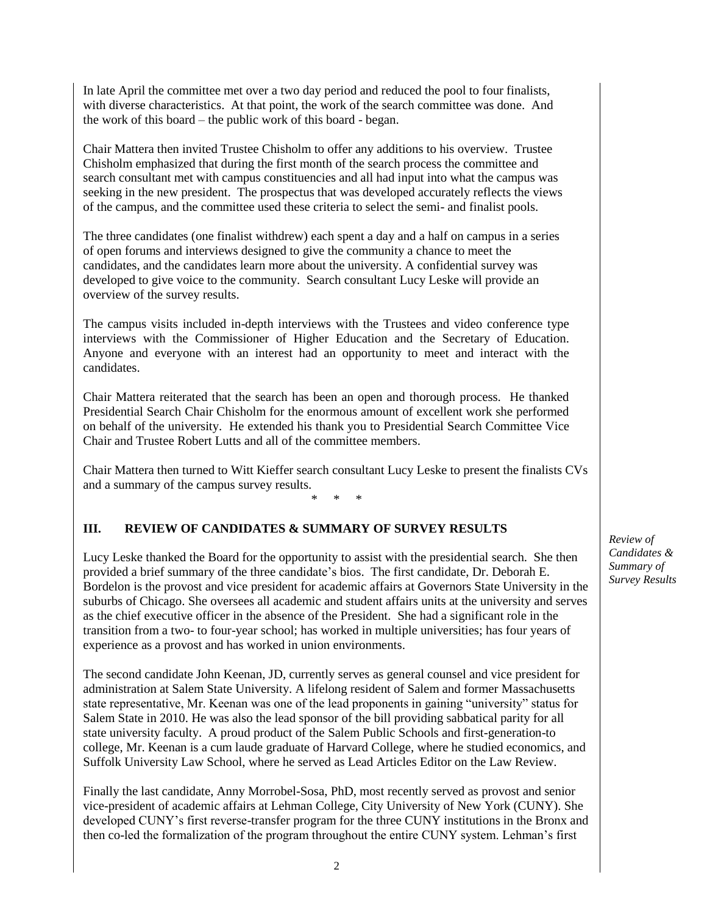In late April the committee met over a two day period and reduced the pool to four finalists, with diverse characteristics. At that point, the work of the search committee was done. And the work of this board – the public work of this board - began.

Chair Mattera then invited Trustee Chisholm to offer any additions to his overview. Trustee Chisholm emphasized that during the first month of the search process the committee and search consultant met with campus constituencies and all had input into what the campus was seeking in the new president. The prospectus that was developed accurately reflects the views of the campus, and the committee used these criteria to select the semi- and finalist pools.

The three candidates (one finalist withdrew) each spent a day and a half on campus in a series of open forums and interviews designed to give the community a chance to meet the candidates, and the candidates learn more about the university. A confidential survey was developed to give voice to the community. Search consultant Lucy Leske will provide an overview of the survey results.

The campus visits included in-depth interviews with the Trustees and video conference type interviews with the Commissioner of Higher Education and the Secretary of Education. Anyone and everyone with an interest had an opportunity to meet and interact with the candidates.

Chair Mattera reiterated that the search has been an open and thorough process. He thanked Presidential Search Chair Chisholm for the enormous amount of excellent work she performed on behalf of the university. He extended his thank you to Presidential Search Committee Vice Chair and Trustee Robert Lutts and all of the committee members.

Chair Mattera then turned to Witt Kieffer search consultant Lucy Leske to present the finalists CVs and a summary of the campus survey results.

\* \* \*

## III. REVIEW OF CANDIDATES & SUMMARY OF SURVEY RESULTS

*Review of Candidates & Summary of Survey Results*

Lucy Leske thanked the Board for the opportunity to assist with the presidential search. She then provided a brief summary of the three candidate's bios. The first candidate, Dr. Deborah E. Bordelon is the provost and vice president for academic affairs at Governors State University in the suburbs of Chicago. She oversees all academic and student affairs units at the university and serves as the chief executive officer in the absence of the President. She had a significant role in the transition from a two- to four-year school; has worked in multiple universities; has four years of experience as a provost and has worked in union environments.

The second candidate John Keenan, JD, currently serves as general counsel and vice president for administration at Salem State University. A lifelong resident of Salem and former Massachusetts state representative, Mr. Keenan was one of the lead proponents in gaining "university" status for Salem State in 2010. He was also the lead sponsor of the bill providing sabbatical parity for all state university faculty. A proud product of the Salem Public Schools and first-generation-to college, Mr. Keenan is a cum laude graduate of Harvard College, where he studied economics, and Suffolk University Law School, where he served as Lead Articles Editor on the Law Review.

Finally the last candidate, Anny Morrobel-Sosa, PhD, most recently served as provost and senior vice-president of academic affairs at Lehman College, City University of New York (CUNY). She developed CUNY's first reverse-transfer program for the three CUNY institutions in the Bronx and then co-led the formalization of the program throughout the entire CUNY system. Lehman's first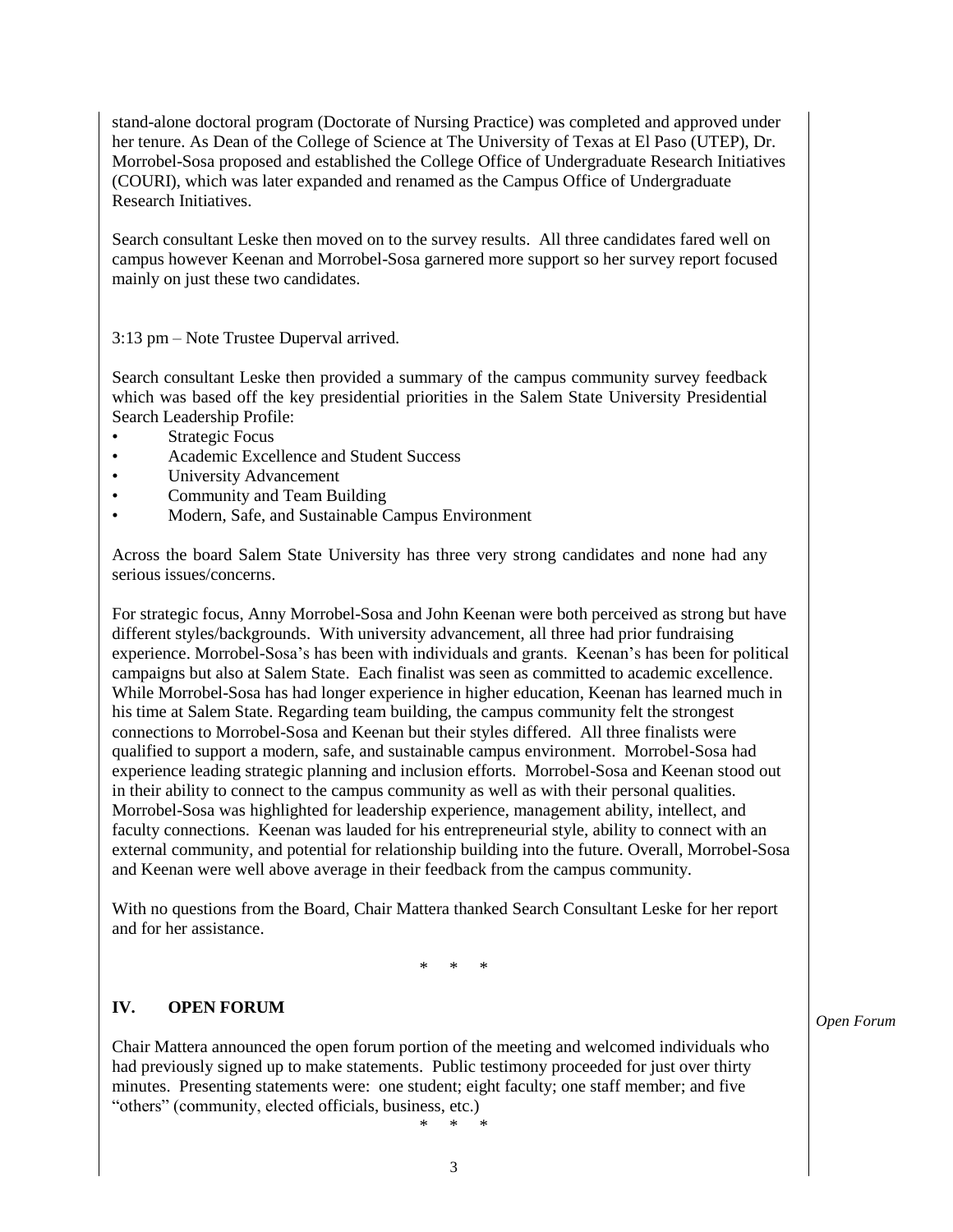stand-alone doctoral program (Doctorate of Nursing Practice) was completed and approved under her tenure. As Dean of the College of Science at The University of Texas at El Paso (UTEP), Dr. Morrobel-Sosa proposed and established the College Office of Undergraduate Research Initiatives (COURI), which was later expanded and renamed as the Campus Office of Undergraduate Research Initiatives.

Search consultant Leske then moved on to the survey results. All three candidates fared well on campus however Keenan and Morrobel-Sosa garnered more support so her survey report focused mainly on just these two candidates.

3:13 pm – Note Trustee Duperval arrived.

Search consultant Leske then provided a summary of the campus community survey feedback which was based off the key presidential priorities in the Salem State University Presidential Search Leadership Profile:

- Strategic Focus
- Academic Excellence and Student Success
- University Advancement
- Community and Team Building
- Modern, Safe, and Sustainable Campus Environment

Across the board Salem State University has three very strong candidates and none had any serious issues/concerns.

For strategic focus, Anny Morrobel-Sosa and John Keenan were both perceived as strong but have different styles/backgrounds. With university advancement, all three had prior fundraising experience. Morrobel-Sosa's has been with individuals and grants. Keenan's has been for political campaigns but also at Salem State. Each finalist was seen as committed to academic excellence. While Morrobel-Sosa has had longer experience in higher education, Keenan has learned much in his time at Salem State. Regarding team building, the campus community felt the strongest connections to Morrobel-Sosa and Keenan but their styles differed. All three finalists were qualified to support a modern, safe, and sustainable campus environment. Morrobel-Sosa had experience leading strategic planning and inclusion efforts. Morrobel-Sosa and Keenan stood out in their ability to connect to the campus community as well as with their personal qualities. Morrobel-Sosa was highlighted for leadership experience, management ability, intellect, and faculty connections. Keenan was lauded for his entrepreneurial style, ability to connect with an external community, and potential for relationship building into the future. Overall, Morrobel-Sosa and Keenan were well above average in their feedback from the campus community.

With no questions from the Board, Chair Mattera thanked Search Consultant Leske for her report and for her assistance.

\* \* \*

## IV. OPEN FORUM

*Open Forum*

Chair Mattera announced the open forum portion of the meeting and welcomed individuals who had previously signed up to make statements. Public testimony proceeded for just over thirty minutes. Presenting statements were: one student; eight faculty; one staff member; and five "others" (community, elected officials, business, etc.)

\* \* \*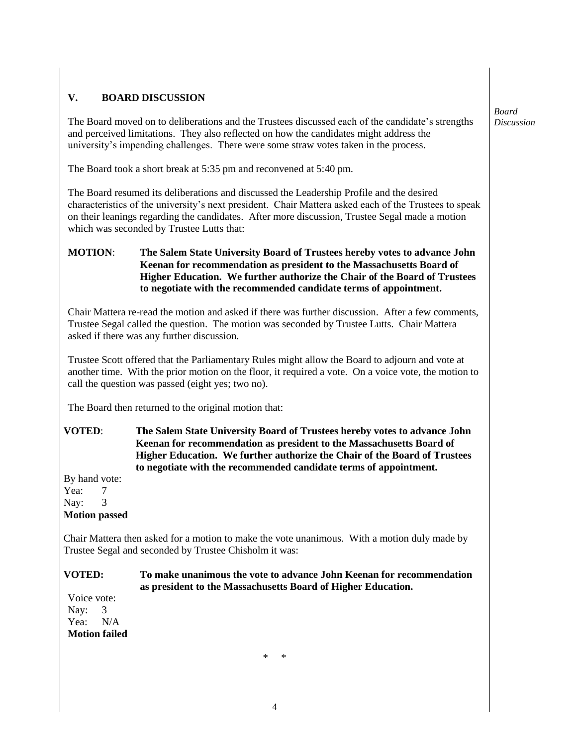## V. BOARD DISCUSSION

*Board Discussion*

The Board moved on to deliberations and the Trustees discussed each of the candidate's strengths and perceived limitations. They also reflected on how the candidates might address the university's impending challenges. There were some straw votes taken in the process.

The Board took a short break at 5:35 pm and reconvened at 5:40 pm.

The Board resumed its deliberations and discussed the Leadership Profile and the desired characteristics of the university's next president. Chair Mattera asked each of the Trustees to speak on their leanings regarding the candidates. After more discussion, Trustee Segal made a motion which was seconded by Trustee Lutts that:

**MOTION**: **The Salem State University Board of Trustees hereby votes to advance John Keenan for recommendation as president to the Massachusetts Board of Higher Education. We further authorize the Chair of the Board of Trustees to negotiate with the recommended candidate terms of appointment.**

Chair Mattera re-read the motion and asked if there was further discussion. After a few comments, Trustee Segal called the question. The motion was seconded by Trustee Lutts. Chair Mattera asked if there was any further discussion.

Trustee Scott offered that the Parliamentary Rules might allow the Board to adjourn and vote at another time. With the prior motion on the floor, it required a vote. On a voice vote, the motion to call the question was passed (eight yes; two no).

The Board then returned to the original motion that:

**VOTED**: **The Salem State University Board of Trustees hereby votes to advance John Keenan for recommendation as president to the Massachusetts Board of Higher Education. We further authorize the Chair of the Board of Trustees to negotiate with the recommended candidate terms of appointment.**

By hand vote:
Yea: 7
Nay: 3
**Motion passed**

Chair Mattera then asked for a motion to make the vote unanimous. With a motion duly made by Trustee Segal and seconded by Trustee Chisholm it was:

**VOTED:** **To make unanimous the vote to advance John Keenan for recommendation as president to the Massachusetts Board of Higher Education.**

Voice vote:
Nay: 3
Yea: N/A
**Motion failed**

\* \*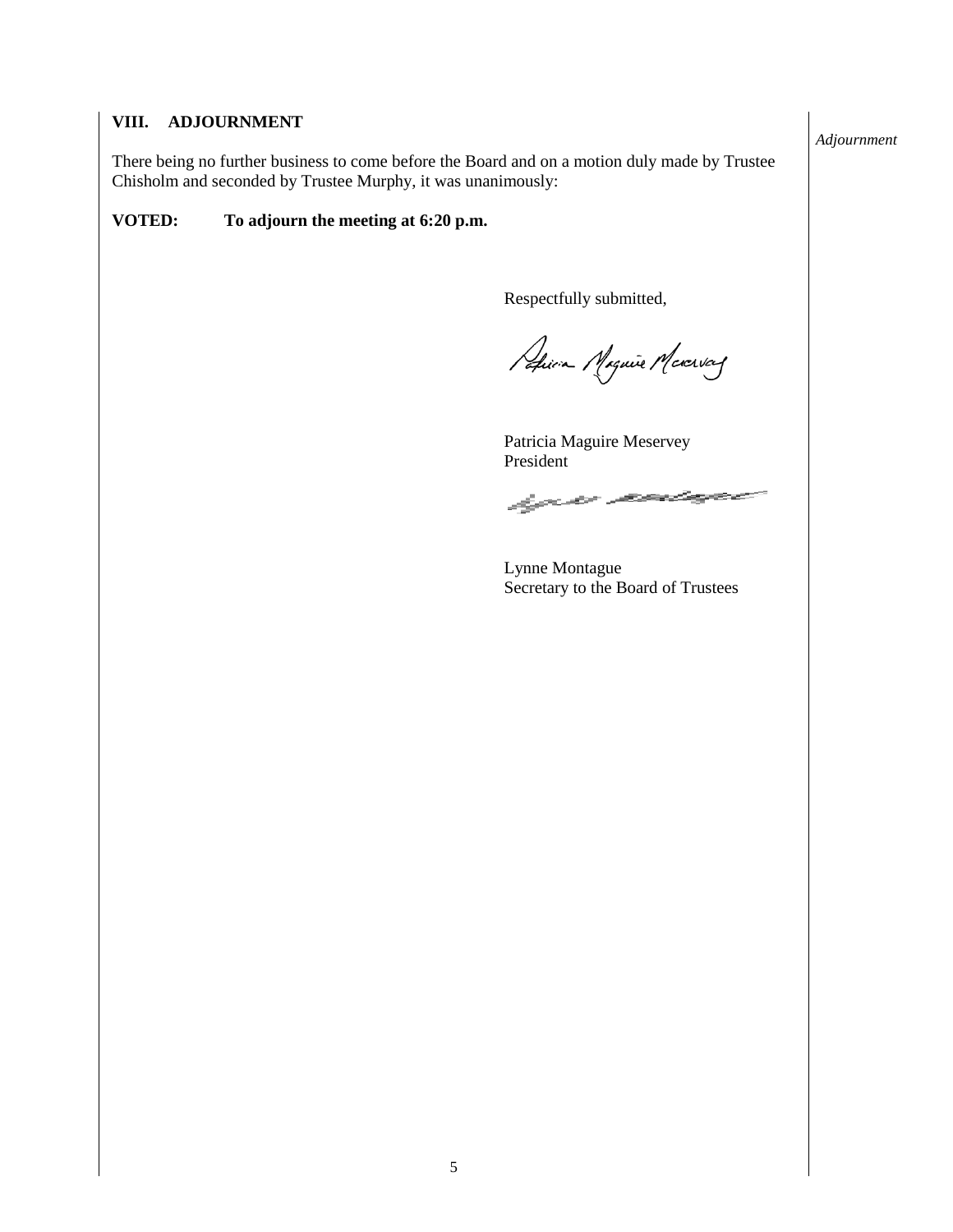## VIII. ADJOURNMENT

*Adjournment*

There being no further business to come before the Board and on a motion duly made by Trustee Chisholm and seconded by Trustee Murphy, it was unanimously:

**VOTED: To adjourn the meeting at 6:20 p.m.**

Respectfully submitted,

Patricia Maguire Meservey
President

Lynne Montague
Secretary to the Board of Trustees